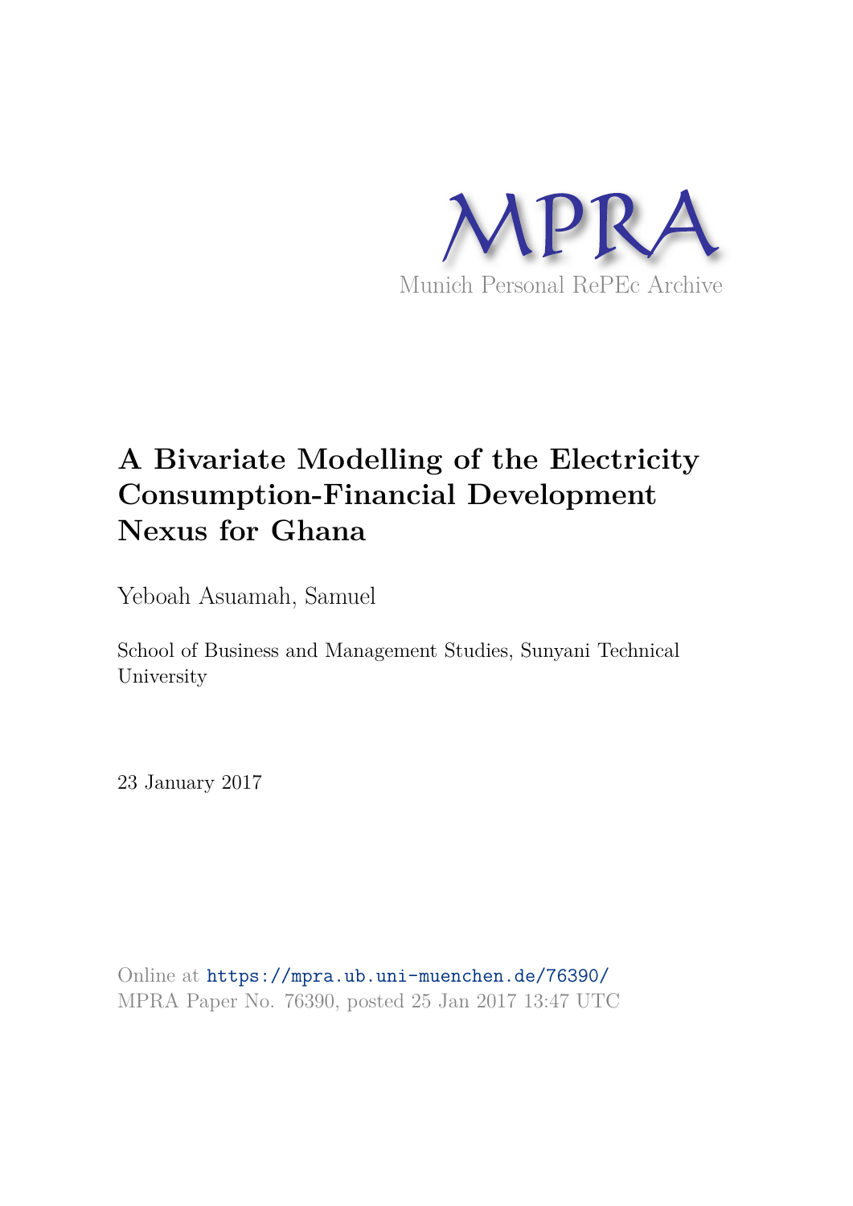MPRA

Munich Personal RePEc Archive

# A Bivariate Modelling of the Electricity Consumption-Financial Development Nexus for Ghana

Yeboah Asuamah, Samuel

School of Business and Management Studies, Sunyani Technical University

23 January 2017

Online at https://mpra.ub.uni-muenchen.de/76390/
MPRA Paper No. 76390, posted 25 Jan 2017 13:47 UTC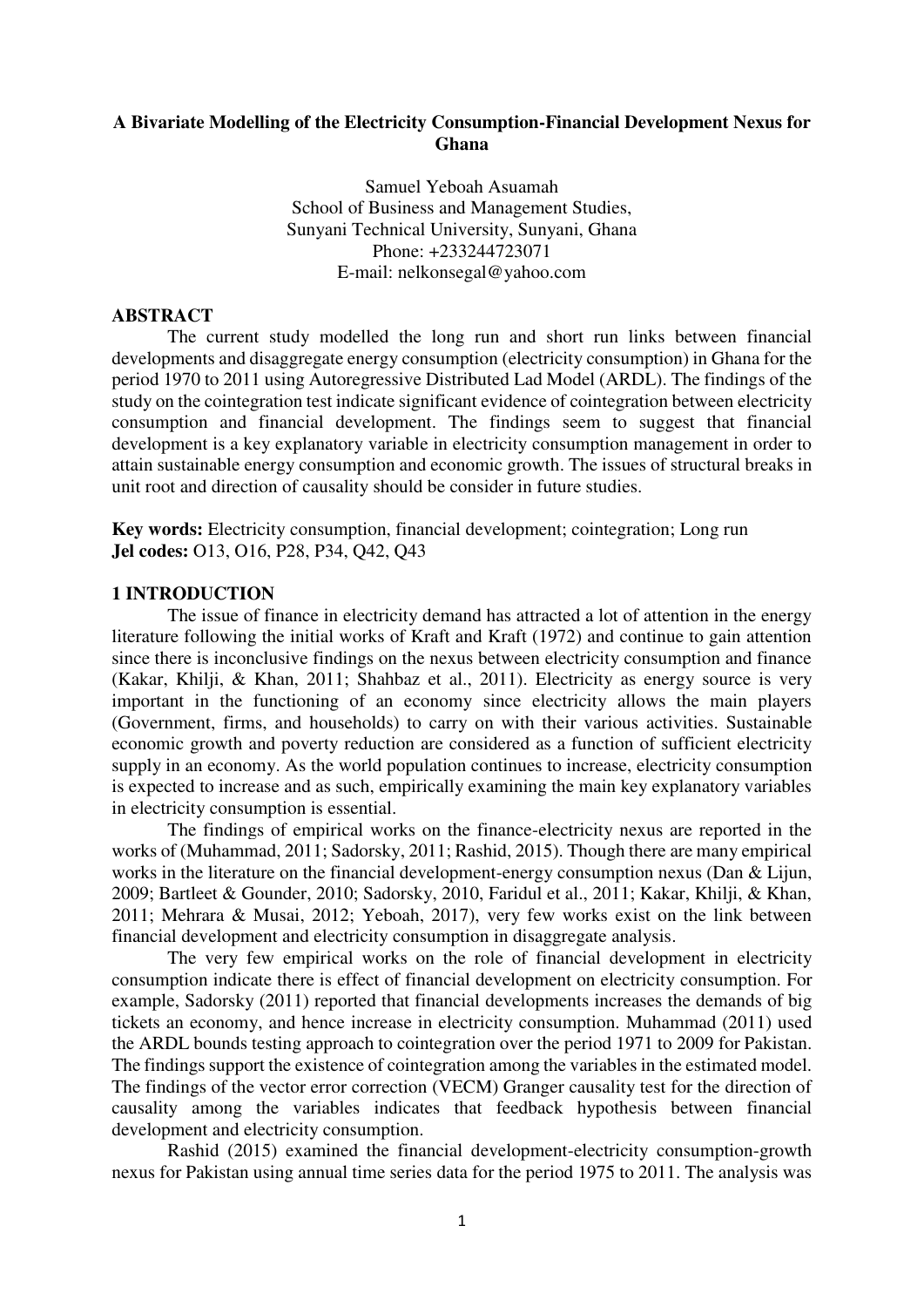**A Bivariate Modelling of the Electricity Consumption-Financial Development Nexus for Ghana**

Samuel Yeboah Asuamah
School of Business and Management Studies,
Sunyani Technical University, Sunyani, Ghana
Phone: +233244723071
E-mail: nelkonsegal@yahoo.com

## ABSTRACT

The current study modelled the long run and short run links between financial developments and disaggregate energy consumption (electricity consumption) in Ghana for the period 1970 to 2011 using Autoregressive Distributed Lad Model (ARDL). The findings of the study on the cointegration test indicate significant evidence of cointegration between electricity consumption and financial development. The findings seem to suggest that financial development is a key explanatory variable in electricity consumption management in order to attain sustainable energy consumption and economic growth. The issues of structural breaks in unit root and direction of causality should be consider in future studies.

**Key words:** Electricity consumption, financial development; cointegration; Long run
**Jel codes:** O13, O16, P28, P34, Q42, Q43

## 1 INTRODUCTION

The issue of finance in electricity demand has attracted a lot of attention in the energy literature following the initial works of Kraft and Kraft (1972) and continue to gain attention since there is inconclusive findings on the nexus between electricity consumption and finance (Kakar, Khilji, & Khan, 2011; Shahbaz et al., 2011). Electricity as energy source is very important in the functioning of an economy since electricity allows the main players (Government, firms, and households) to carry on with their various activities. Sustainable economic growth and poverty reduction are considered as a function of sufficient electricity supply in an economy. As the world population continues to increase, electricity consumption is expected to increase and as such, empirically examining the main key explanatory variables in electricity consumption is essential.

The findings of empirical works on the finance-electricity nexus are reported in the works of (Muhammad, 2011; Sadorsky, 2011; Rashid, 2015). Though there are many empirical works in the literature on the financial development-energy consumption nexus (Dan & Lijun, 2009; Bartleet & Gounder, 2010; Sadorsky, 2010, Faridul et al., 2011; Kakar, Khilji, & Khan, 2011; Mehrara & Musai, 2012; Yeboah, 2017), very few works exist on the link between financial development and electricity consumption in disaggregate analysis.

The very few empirical works on the role of financial development in electricity consumption indicate there is effect of financial development on electricity consumption. For example, Sadorsky (2011) reported that financial developments increases the demands of big tickets an economy, and hence increase in electricity consumption. Muhammad (2011) used the ARDL bounds testing approach to cointegration over the period 1971 to 2009 for Pakistan. The findings support the existence of cointegration among the variables in the estimated model. The findings of the vector error correction (VECM) Granger causality test for the direction of causality among the variables indicates that feedback hypothesis between financial development and electricity consumption.

Rashid (2015) examined the financial development-electricity consumption-growth nexus for Pakistan using annual time series data for the period 1975 to 2011. The analysis was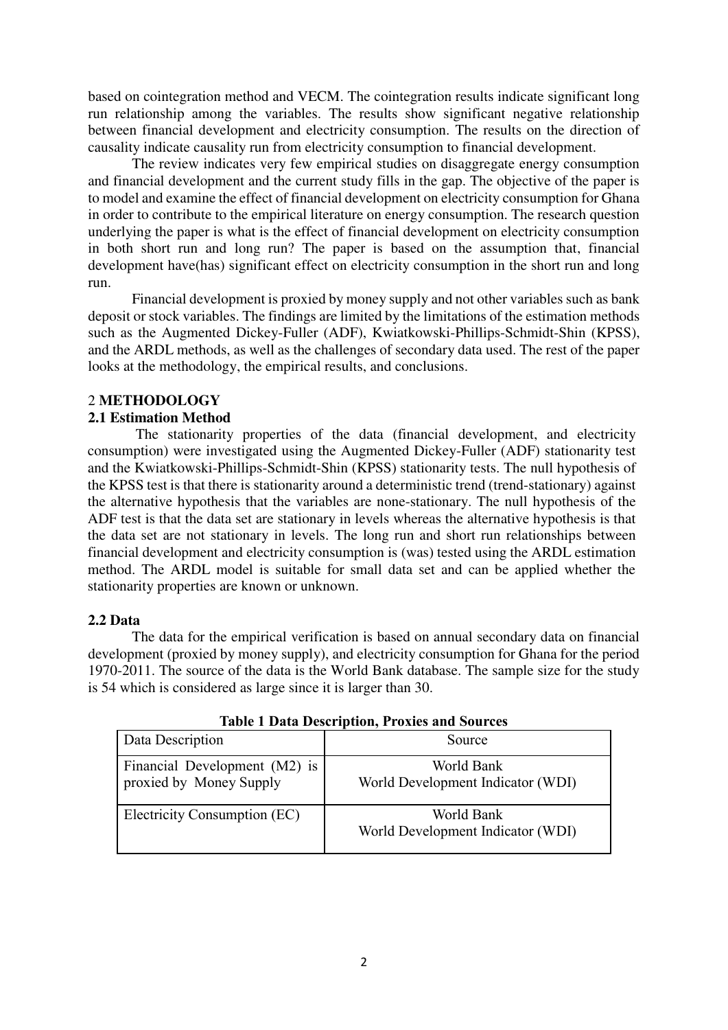based on cointegration method and VECM. The cointegration results indicate significant long run relationship among the variables. The results show significant negative relationship between financial development and electricity consumption. The results on the direction of causality indicate causality run from electricity consumption to financial development.

The review indicates very few empirical studies on disaggregate energy consumption and financial development and the current study fills in the gap. The objective of the paper is to model and examine the effect of financial development on electricity consumption for Ghana in order to contribute to the empirical literature on energy consumption. The research question underlying the paper is what is the effect of financial development on electricity consumption in both short run and long run? The paper is based on the assumption that, financial development have(has) significant effect on electricity consumption in the short run and long run.

Financial development is proxied by money supply and not other variables such as bank deposit or stock variables. The findings are limited by the limitations of the estimation methods such as the Augmented Dickey-Fuller (ADF), Kwiatkowski-Phillips-Schmidt-Shin (KPSS), and the ARDL methods, as well as the challenges of secondary data used. The rest of the paper looks at the methodology, the empirical results, and conclusions.

## 2 METHODOLOGY

### 2.1 Estimation Method

The stationarity properties of the data (financial development, and electricity consumption) were investigated using the Augmented Dickey-Fuller (ADF) stationarity test and the Kwiatkowski-Phillips-Schmidt-Shin (KPSS) stationarity tests. The null hypothesis of the KPSS test is that there is stationarity around a deterministic trend (trend-stationary) against the alternative hypothesis that the variables are none-stationary. The null hypothesis of the ADF test is that the data set are stationary in levels whereas the alternative hypothesis is that the data set are not stationary in levels. The long run and short run relationships between financial development and electricity consumption is (was) tested using the ARDL estimation method. The ARDL model is suitable for small data set and can be applied whether the stationarity properties are known or unknown.

### 2.2 Data

The data for the empirical verification is based on annual secondary data on financial development (proxied by money supply), and electricity consumption for Ghana for the period 1970-2011. The source of the data is the World Bank database. The sample size for the study is 54 which is considered as large since it is larger than 30.

**Table 1 Data Description, Proxies and Sources**

| Data Description | Source |
|---|---|
| Financial Development (M2) is proxied by Money Supply | World Bank World Development Indicator (WDI) |
| Electricity Consumption (EC) | World Bank World Development Indicator (WDI) |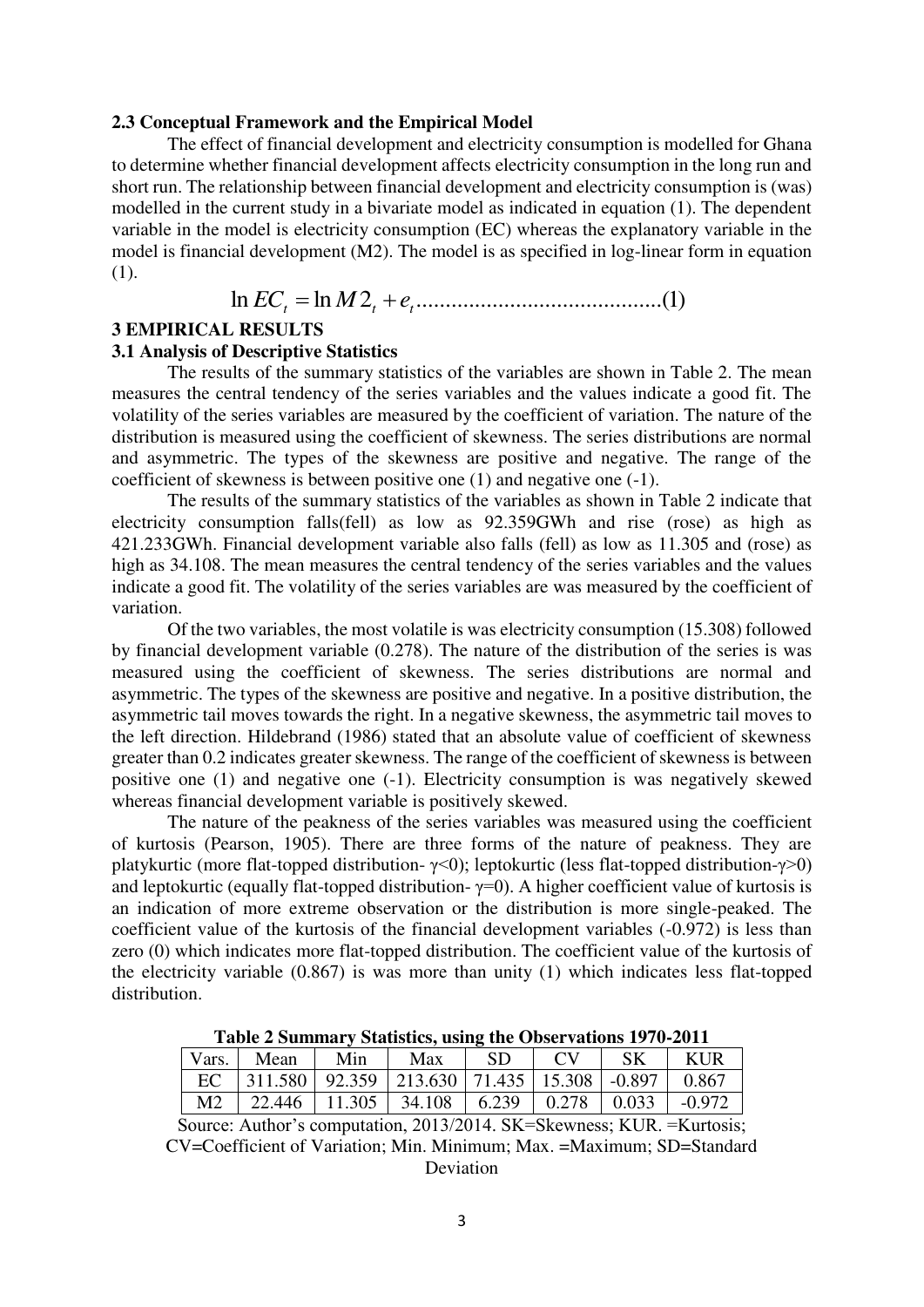### 2.3 Conceptual Framework and the Empirical Model

The effect of financial development and electricity consumption is modelled for Ghana to determine whether financial development affects electricity consumption in the long run and short run. The relationship between financial development and electricity consumption is (was) modelled in the current study in a bivariate model as indicated in equation (1). The dependent variable in the model is electricity consumption (EC) whereas the explanatory variable in the model is financial development (M2). The model is as specified in log-linear form in equation (1).

$$\ln EC_t = \ln M2_t + e_t ..........................................(1)$$

## 3 EMPIRICAL RESULTS

### 3.1 Analysis of Descriptive Statistics

The results of the summary statistics of the variables are shown in Table 2. The mean measures the central tendency of the series variables and the values indicate a good fit. The volatility of the series variables are measured by the coefficient of variation. The nature of the distribution is measured using the coefficient of skewness. The series distributions are normal and asymmetric. The types of the skewness are positive and negative. The range of the coefficient of skewness is between positive one (1) and negative one (-1).

The results of the summary statistics of the variables as shown in Table 2 indicate that electricity consumption falls(fell) as low as 92.359GWh and rise (rose) as high as 421.233GWh. Financial development variable also falls (fell) as low as 11.305 and (rose) as high as 34.108. The mean measures the central tendency of the series variables and the values indicate a good fit. The volatility of the series variables are was measured by the coefficient of variation.

Of the two variables, the most volatile is was electricity consumption (15.308) followed by financial development variable (0.278). The nature of the distribution of the series is was measured using the coefficient of skewness. The series distributions are normal and asymmetric. The types of the skewness are positive and negative. In a positive distribution, the asymmetric tail moves towards the right. In a negative skewness, the asymmetric tail moves to the left direction. Hildebrand (1986) stated that an absolute value of coefficient of skewness greater than 0.2 indicates greater skewness. The range of the coefficient of skewness is between positive one (1) and negative one (-1). Electricity consumption is was negatively skewed whereas financial development variable is positively skewed.

The nature of the peakness of the series variables was measured using the coefficient of kurtosis (Pearson, 1905). There are three forms of the nature of peakness. They are platykurtic (more flat-topped distribution- $\gamma<0$); leptokurtic (less flat-topped distribution-$\gamma>0$) and leptokurtic (equally flat-topped distribution- $\gamma=0$). A higher coefficient value of kurtosis is an indication of more extreme observation or the distribution is more single-peaked. The coefficient value of the kurtosis of the financial development variables (-0.972) is less than zero (0) which indicates more flat-topped distribution. The coefficient value of the kurtosis of the electricity variable (0.867) is was more than unity (1) which indicates less flat-topped distribution.

**Table 2 Summary Statistics, using the Observations 1970-2011**

| Vars. | Mean | Min | Max | SD | CV | SK | KUR |
|---|---|---|---|---|---|---|---|
| EC | 311.580 | 92.359 | 213.630 | 71.435 | 15.308 | -0.897 | 0.867 |
| M2 | 22.446 | 11.305 | 34.108 | 6.239 | 0.278 | 0.033 | -0.972 |

Source: Author's computation, 2013/2014. SK=Skewness; KUR. =Kurtosis; CV=Coefficient of Variation; Min. Minimum; Max. =Maximum; SD=Standard Deviation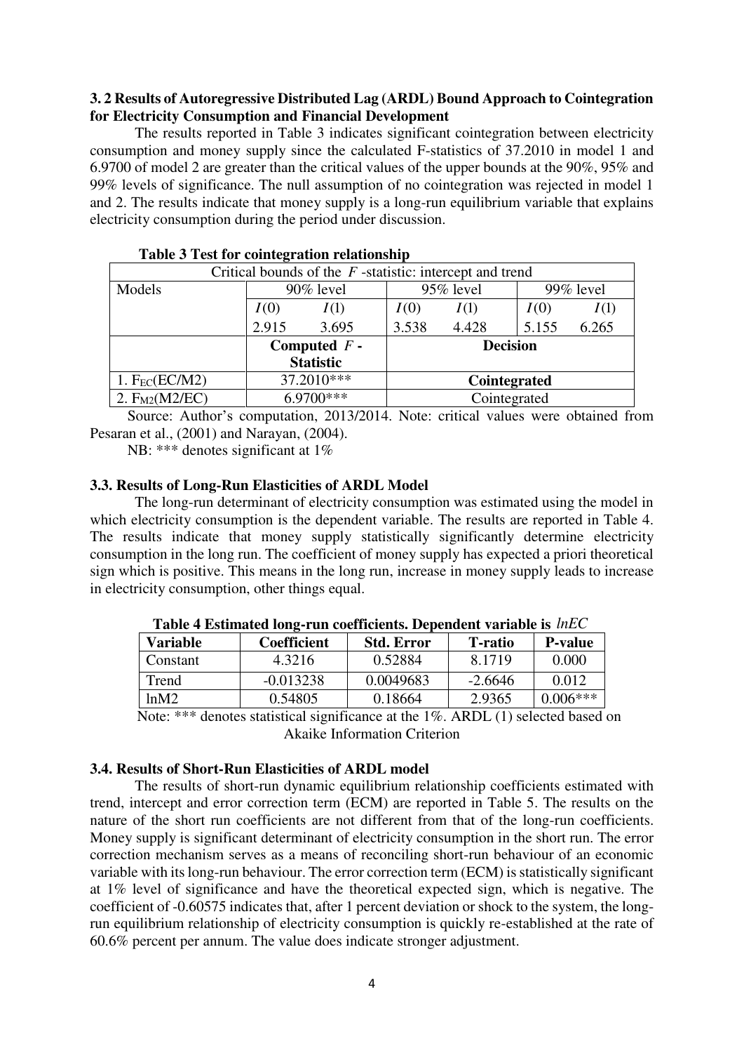### 3. 2 Results of Autoregressive Distributed Lag (ARDL) Bound Approach to Cointegration for Electricity Consumption and Financial Development

The results reported in Table 3 indicates significant cointegration between electricity consumption and money supply since the calculated F-statistics of 37.2010 in model 1 and 6.9700 of model 2 are greater than the critical values of the upper bounds at the 90%, 95% and 99% levels of significance. The null assumption of no cointegration was rejected in model 1 and 2. The results indicate that money supply is a long-run equilibrium variable that explains electricity consumption during the period under discussion.

**Table 3 Test for cointegration relationship**

| Critical bounds of the $F$ -statistic: intercept and trend | | | | | | |
|---|---|---|---|---|---|---|
| Models | 90% level | | 95% level | | 99% level | |
| | $I(0)$ | $I(1)$ | $I(0)$ | $I(1)$ | $I(0)$ | $I(1)$ |
| | 2.915 | 3.695 | 3.538 | 4.428 | 5.155 | 6.265 |
| | **Computed $F$ - Statistic** | | **Decision** | | | |
| 1. $F_{EC}$(EC/M2) | 37.2010*** | | **Cointegrated** | | | |
| 2. $F_{M2}$(M2/EC) | 6.9700*** | | Cointegrated | | | |

Source: Author's computation, 2013/2014. Note: critical values were obtained from Pesaran et al., (2001) and Narayan, (2004).

NB: *** denotes significant at 1%

### 3.3. Results of Long-Run Elasticities of ARDL Model

The long-run determinant of electricity consumption was estimated using the model in which electricity consumption is the dependent variable. The results are reported in Table 4. The results indicate that money supply statistically significantly determine electricity consumption in the long run. The coefficient of money supply has expected a priori theoretical sign which is positive. This means in the long run, increase in money supply leads to increase in electricity consumption, other things equal.

**Table 4 Estimated long-run coefficients. Dependent variable is** $lnEC$

| Variable | Coefficient | Std. Error | T-ratio | P-value |
|---|---|---|---|---|
| Constant | 4.3216 | 0.52884 | 8.1719 | 0.000 |
| Trend | -0.013238 | 0.0049683 | -2.6646 | 0.012 |
| lnM2 | 0.54805 | 0.18664 | 2.9365 | 0.006*** |

Note: *** denotes statistical significance at the 1%. ARDL (1) selected based on Akaike Information Criterion

### 3.4. Results of Short-Run Elasticities of ARDL model

The results of short-run dynamic equilibrium relationship coefficients estimated with trend, intercept and error correction term (ECM) are reported in Table 5. The results on the nature of the short run coefficients are not different from that of the long-run coefficients. Money supply is significant determinant of electricity consumption in the short run. The error correction mechanism serves as a means of reconciling short-run behaviour of an economic variable with its long-run behaviour. The error correction term (ECM) is statistically significant at 1% level of significance and have the theoretical expected sign, which is negative. The coefficient of -0.60575 indicates that, after 1 percent deviation or shock to the system, the long-run equilibrium relationship of electricity consumption is quickly re-established at the rate of 60.6% percent per annum. The value does indicate stronger adjustment.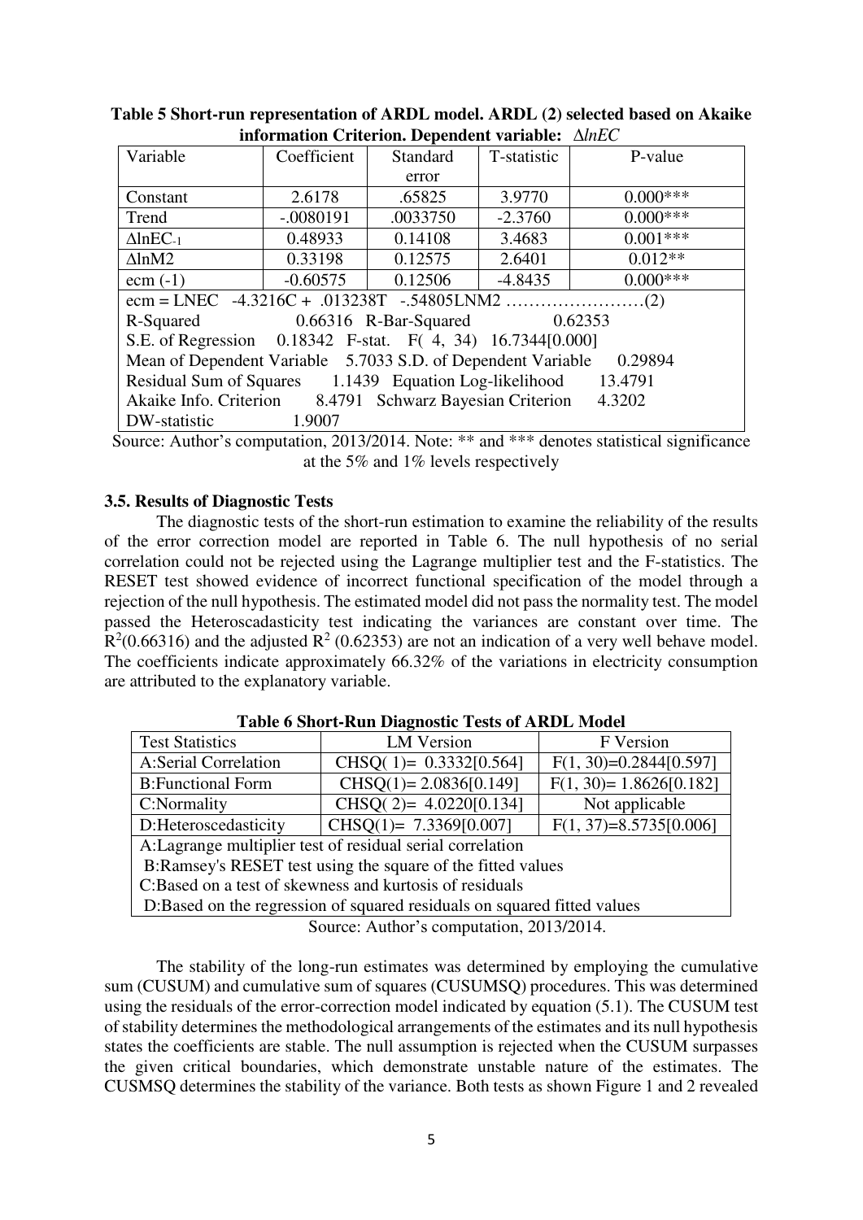**Table 5 Short-run representation of ARDL model. ARDL (2) selected based on Akaike information Criterion. Dependent variable: $\Delta lnEC$**

| Variable | Coefficient | Standard error | T-statistic | P-value |
|---|---|---|---|---|
| Constant | 2.6178 | .65825 | 3.9770 | 0.000*** |
| Trend | -.0080191 | .0033750 | -2.3760 | 0.000*** |
| $\Delta lnEC_{-1}$ | 0.48933 | 0.14108 | 3.4683 | 0.001*** |
| $\Delta lnM2$ | 0.33198 | 0.12575 | 2.6401 | 0.012** |
| ecm (-1) | -0.60575 | 0.12506 | -4.8435 | 0.000*** |
| ecm = LNEC -4.3216C + .013238T -.54805LNM2 ……………………(2) | | | | |
| R-Squared 0.66316 R-Bar-Squared 0.62353 | | | | |
| S.E. of Regression 0.18342 F-stat. F( 4, 34) 16.7344[0.000] | | | | |
| Mean of Dependent Variable 5.7033 S.D. of Dependent Variable 0.29894 | | | | |
| Residual Sum of Squares 1.1439 Equation Log-likelihood 13.4791 | | | | |
| Akaike Info. Criterion 8.4791 Schwarz Bayesian Criterion 4.3202 | | | | |
| DW-statistic 1.9007 | | | | |

Source: Author's computation, 2013/2014. Note: ** and *** denotes statistical significance at the 5% and 1% levels respectively

### 3.5. Results of Diagnostic Tests

The diagnostic tests of the short-run estimation to examine the reliability of the results of the error correction model are reported in Table 6. The null hypothesis of no serial correlation could not be rejected using the Lagrange multiplier test and the F-statistics. The RESET test showed evidence of incorrect functional specification of the model through a rejection of the null hypothesis. The estimated model did not pass the normality test. The model passed the Heteroscadasticity test indicating the variances are constant over time. The $R^2$(0.66316) and the adjusted $R^2$ (0.62353) are not an indication of a very well behave model. The coefficients indicate approximately 66.32% of the variations in electricity consumption are attributed to the explanatory variable.

**Table 6 Short-Run Diagnostic Tests of ARDL Model**

| Test Statistics | LM Version | F Version |
|---|---|---|
| A:Serial Correlation | CHSQ( 1)= 0.3332[0.564] | F(1, 30)=0.2844[0.597] |
| B:Functional Form | CHSQ(1)= 2.0836[0.149] | F(1, 30)= 1.8626[0.182] |
| C:Normality | CHSQ( 2)= 4.0220[0.134] | Not applicable |
| D:Heteroscedasticity | CHSQ(1)= 7.3369[0.007] | F(1, 37)=8.5735[0.006] |
| A:Lagrange multiplier test of residual serial correlation | | |
| B:Ramsey's RESET test using the square of the fitted values | | |
| C:Based on a test of skewness and kurtosis of residuals | | |
| D:Based on the regression of squared residuals on squared fitted values | | |

Source: Author's computation, 2013/2014.

The stability of the long-run estimates was determined by employing the cumulative sum (CUSUM) and cumulative sum of squares (CUSUMSQ) procedures. This was determined using the residuals of the error-correction model indicated by equation (5.1). The CUSUM test of stability determines the methodological arrangements of the estimates and its null hypothesis states the coefficients are stable. The null assumption is rejected when the CUSUM surpasses the given critical boundaries, which demonstrate unstable nature of the estimates. The CUSMSQ determines the stability of the variance. Both tests as shown Figure 1 and 2 revealed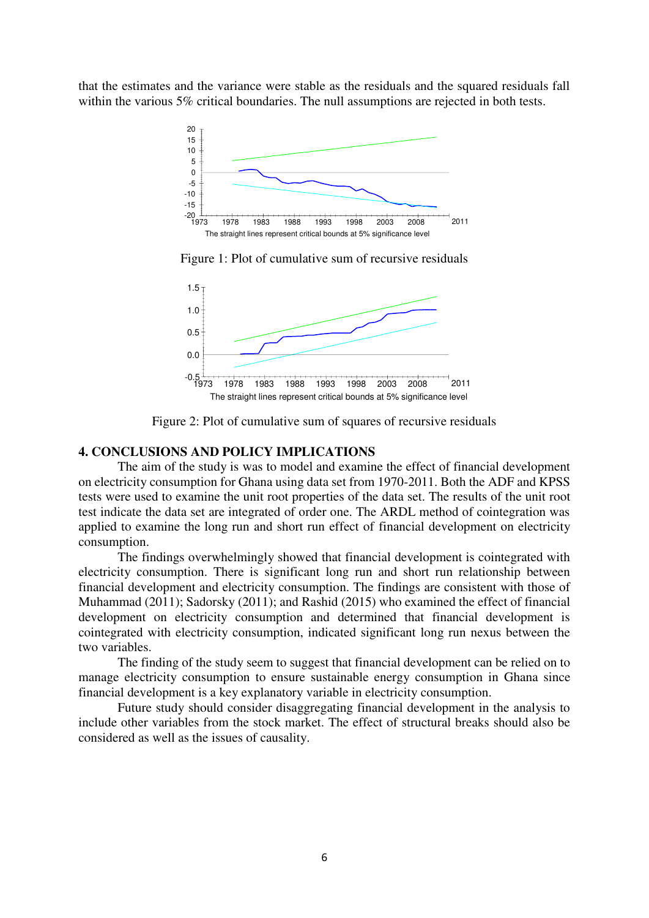that the estimates and the variance were stable as the residuals and the squared residuals fall within the various 5% critical boundaries. The null assumptions are rejected in both tests.

The straight lines represent critical bounds at 5% significance level

Figure 1: Plot of cumulative sum of recursive residuals

The straight lines represent critical bounds at 5% significance level

Figure 2: Plot of cumulative sum of squares of recursive residuals

## 4. CONCLUSIONS AND POLICY IMPLICATIONS

The aim of the study is was to model and examine the effect of financial development on electricity consumption for Ghana using data set from 1970-2011. Both the ADF and KPSS tests were used to examine the unit root properties of the data set. The results of the unit root test indicate the data set are integrated of order one. The ARDL method of cointegration was applied to examine the long run and short run effect of financial development on electricity consumption.

The findings overwhelmingly showed that financial development is cointegrated with electricity consumption. There is significant long run and short run relationship between financial development and electricity consumption. The findings are consistent with those of Muhammad (2011); Sadorsky (2011); and Rashid (2015) who examined the effect of financial development on electricity consumption and determined that financial development is cointegrated with electricity consumption, indicated significant long run nexus between the two variables.

The finding of the study seem to suggest that financial development can be relied on to manage electricity consumption to ensure sustainable energy consumption in Ghana since financial development is a key explanatory variable in electricity consumption.

Future study should consider disaggregating financial development in the analysis to include other variables from the stock market. The effect of structural breaks should also be considered as well as the issues of causality.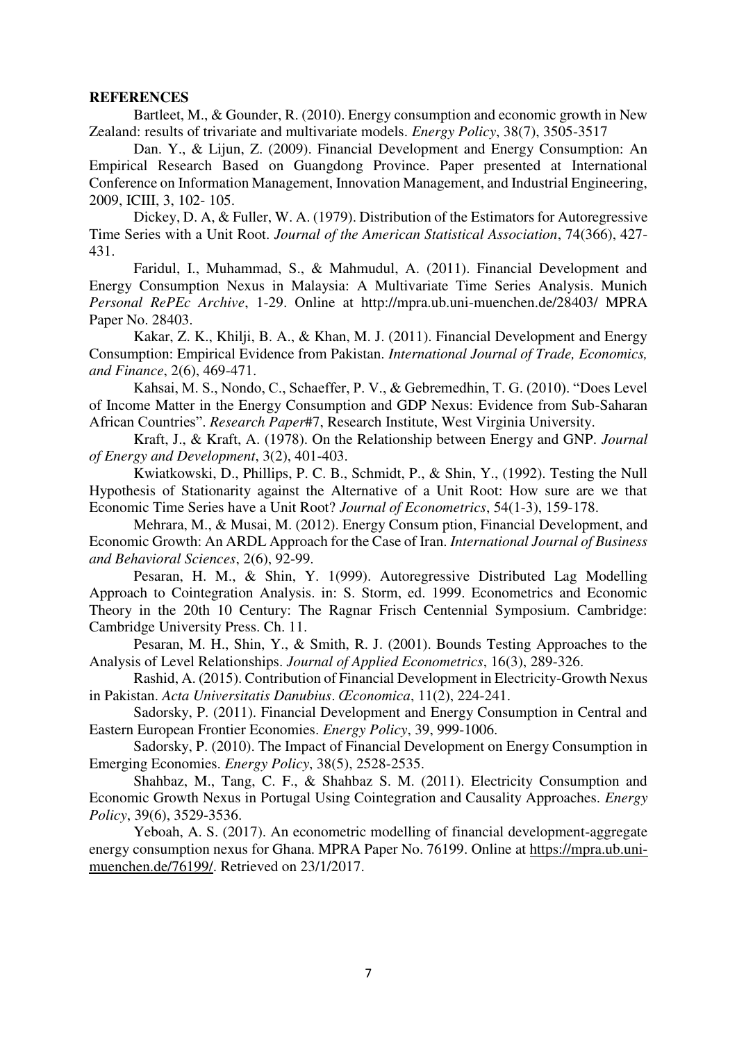**REFERENCES**

Bartleet, M., & Gounder, R. (2010). Energy consumption and economic growth in New Zealand: results of trivariate and multivariate models. *Energy Policy*, 38(7), 3505-3517

Dan. Y., & Lijun, Z. (2009). Financial Development and Energy Consumption: An Empirical Research Based on Guangdong Province. Paper presented at International Conference on Information Management, Innovation Management, and Industrial Engineering, 2009, ICIII, 3, 102- 105.

Dickey, D. A, & Fuller, W. A. (1979). Distribution of the Estimators for Autoregressive Time Series with a Unit Root. *Journal of the American Statistical Association*, 74(366), 427-431.

Faridul, I., Muhammad, S., & Mahmudul, A. (2011). Financial Development and Energy Consumption Nexus in Malaysia: A Multivariate Time Series Analysis. Munich *Personal RePEc Archive*, 1-29. Online at http://mpra.ub.uni-muenchen.de/28403/ MPRA Paper No. 28403.

Kakar, Z. K., Khilji, B. A., & Khan, M. J. (2011). Financial Development and Energy Consumption: Empirical Evidence from Pakistan. *International Journal of Trade, Economics, and Finance*, 2(6), 469-471.

Kahsai, M. S., Nondo, C., Schaeffer, P. V., & Gebremedhin, T. G. (2010). "Does Level of Income Matter in the Energy Consumption and GDP Nexus: Evidence from Sub-Saharan African Countries". *Research Paper*#7, Research Institute, West Virginia University.

Kraft, J., & Kraft, A. (1978). On the Relationship between Energy and GNP. *Journal of Energy and Development*, 3(2), 401-403.

Kwiatkowski, D., Phillips, P. C. B., Schmidt, P., & Shin, Y., (1992). Testing the Null Hypothesis of Stationarity against the Alternative of a Unit Root: How sure are we that Economic Time Series have a Unit Root? *Journal of Econometrics*, 54(1-3), 159-178.

Mehrara, M., & Musai, M. (2012). Energy Consum ption, Financial Development, and Economic Growth: An ARDL Approach for the Case of Iran. *International Journal of Business and Behavioral Sciences*, 2(6), 92-99.

Pesaran, H. M., & Shin, Y. 1(999). Autoregressive Distributed Lag Modelling Approach to Cointegration Analysis. in: S. Storm, ed. 1999. Econometrics and Economic Theory in the 20th 10 Century: The Ragnar Frisch Centennial Symposium. Cambridge: Cambridge University Press. Ch. 11.

Pesaran, M. H., Shin, Y., & Smith, R. J. (2001). Bounds Testing Approaches to the Analysis of Level Relationships. *Journal of Applied Econometrics*, 16(3), 289-326.

Rashid, A. (2015). Contribution of Financial Development in Electricity-Growth Nexus in Pakistan. *Acta Universitatis Danubius*. *Œconomica*, 11(2), 224-241.

Sadorsky, P. (2011). Financial Development and Energy Consumption in Central and Eastern European Frontier Economies. *Energy Policy*, 39, 999-1006.

Sadorsky, P. (2010). The Impact of Financial Development on Energy Consumption in Emerging Economies. *Energy Policy*, 38(5), 2528-2535.

Shahbaz, M., Tang, C. F., & Shahbaz S. M. (2011). Electricity Consumption and Economic Growth Nexus in Portugal Using Cointegration and Causality Approaches. *Energy Policy*, 39(6), 3529-3536.

Yeboah, A. S. (2017). An econometric modelling of financial development-aggregate energy consumption nexus for Ghana. MPRA Paper No. 76199. Online at https://mpra.ub.uni-muenchen.de/76199/. Retrieved on 23/1/2017.